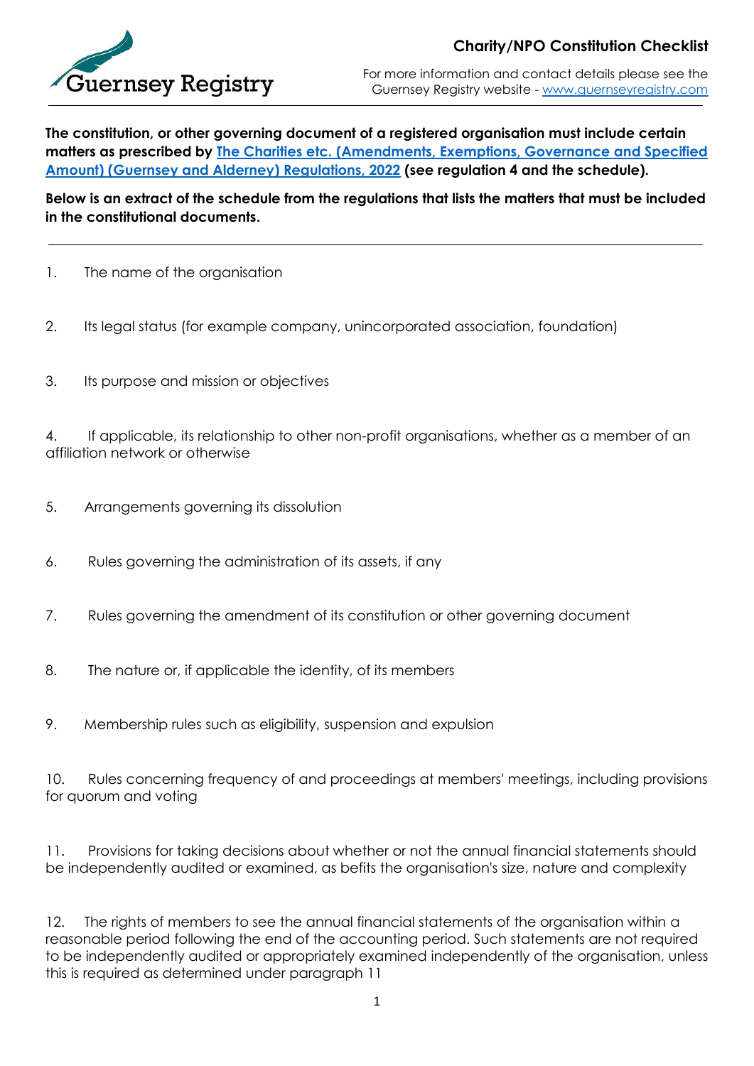# Charity/NPO Constitution Checklist

For more information and contact details please see the Guernsey Registry website - [www.guernseyregistry.com](www.guernseyregistry.com)

**The constitution, or other governing document of a registered organisation must include certain matters as prescribed by [The Charities etc. (Amendments, Exemptions, Governance and Specified Amount) (Guernsey and Alderney) Regulations, 2022]() (see regulation 4 and the schedule).**

**Below is an extract of the schedule from the regulations that lists the matters that must be included in the constitutional documents.**

---

1. The name of the organisation

2. Its legal status (for example company, unincorporated association, foundation)

3. Its purpose and mission or objectives

4. If applicable, its relationship to other non-profit organisations, whether as a member of an affiliation network or otherwise

5. Arrangements governing its dissolution

6. Rules governing the administration of its assets, if any

7. Rules governing the amendment of its constitution or other governing document

8. The nature or, if applicable the identity, of its members

9. Membership rules such as eligibility, suspension and expulsion

10. Rules concerning frequency of and proceedings at members' meetings, including provisions for quorum and voting

11. Provisions for taking decisions about whether or not the annual financial statements should be independently audited or examined, as befits the organisation's size, nature and complexity

12. The rights of members to see the annual financial statements of the organisation within a reasonable period following the end of the accounting period. Such statements are not required to be independently audited or appropriately examined independently of the organisation, unless this is required as determined under paragraph 11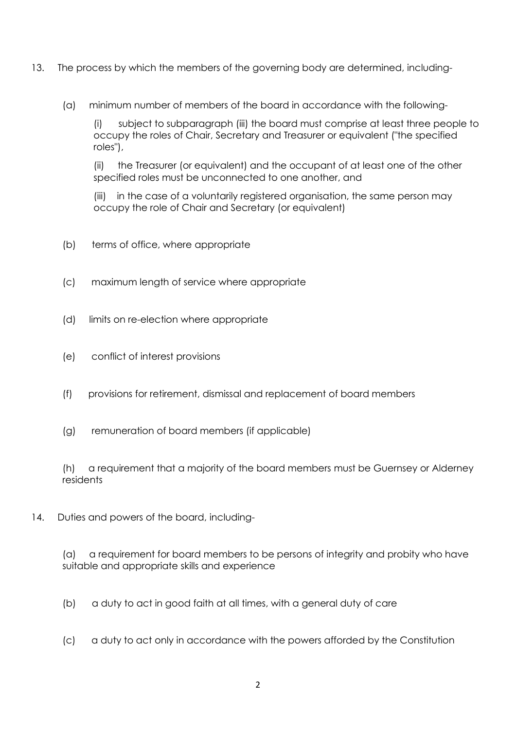13. The process by which the members of the governing body are determined, including-

    (a) minimum number of members of the board in accordance with the following-

        (i) subject to subparagraph (iii) the board must comprise at least three people to occupy the roles of Chair, Secretary and Treasurer or equivalent ("the specified roles"),

        (ii) the Treasurer (or equivalent) and the occupant of at least one of the other specified roles must be unconnected to one another, and

        (iii) in the case of a voluntarily registered organisation, the same person may occupy the role of Chair and Secretary (or equivalent)

    (b) terms of office, where appropriate

    (c) maximum length of service where appropriate

    (d) limits on re-election where appropriate

    (e) conflict of interest provisions

    (f) provisions for retirement, dismissal and replacement of board members

    (g) remuneration of board members (if applicable)

    (h) a requirement that a majority of the board members must be Guernsey or Alderney residents

14. Duties and powers of the board, including-

    (a) a requirement for board members to be persons of integrity and probity who have suitable and appropriate skills and experience

    (b) a duty to act in good faith at all times, with a general duty of care

    (c) a duty to act only in accordance with the powers afforded by the Constitution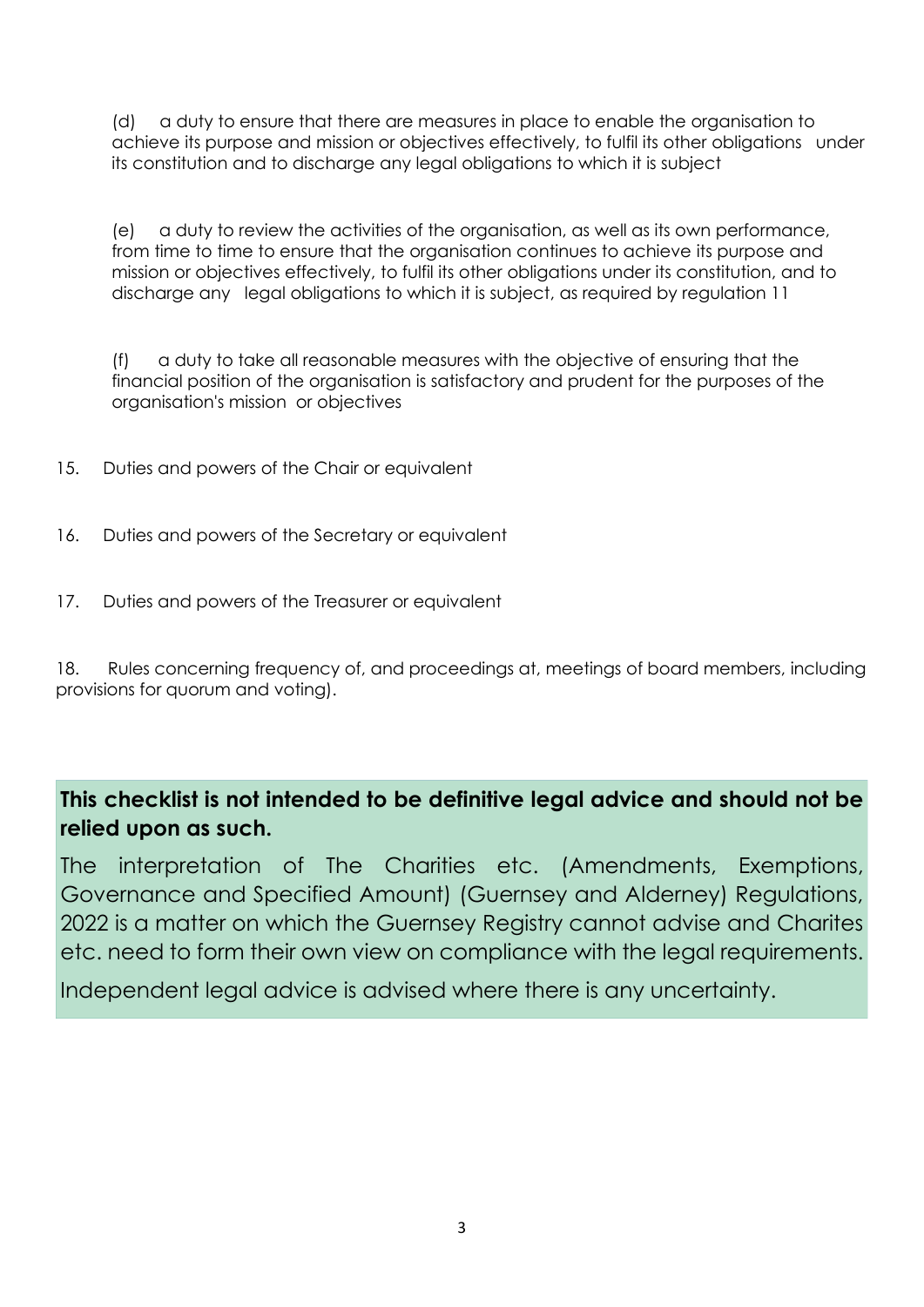(d) a duty to ensure that there are measures in place to enable the organisation to achieve its purpose and mission or objectives effectively, to fulfil its other obligations under its constitution and to discharge any legal obligations to which it is subject

(e) a duty to review the activities of the organisation, as well as its own performance, from time to time to ensure that the organisation continues to achieve its purpose and mission or objectives effectively, to fulfil its other obligations under its constitution, and to discharge any legal obligations to which it is subject, as required by regulation 11

(f) a duty to take all reasonable measures with the objective of ensuring that the financial position of the organisation is satisfactory and prudent for the purposes of the organisation's mission or objectives

15. Duties and powers of the Chair or equivalent

16. Duties and powers of the Secretary or equivalent

17. Duties and powers of the Treasurer or equivalent

18. Rules concerning frequency of, and proceedings at, meetings of board members, including provisions for quorum and voting).

**This checklist is not intended to be definitive legal advice and should not be relied upon as such.**

The interpretation of The Charities etc. (Amendments, Exemptions, Governance and Specified Amount) (Guernsey and Alderney) Regulations, 2022 is a matter on which the Guernsey Registry cannot advise and Charites etc. need to form their own view on compliance with the legal requirements.

Independent legal advice is advised where there is any uncertainty.